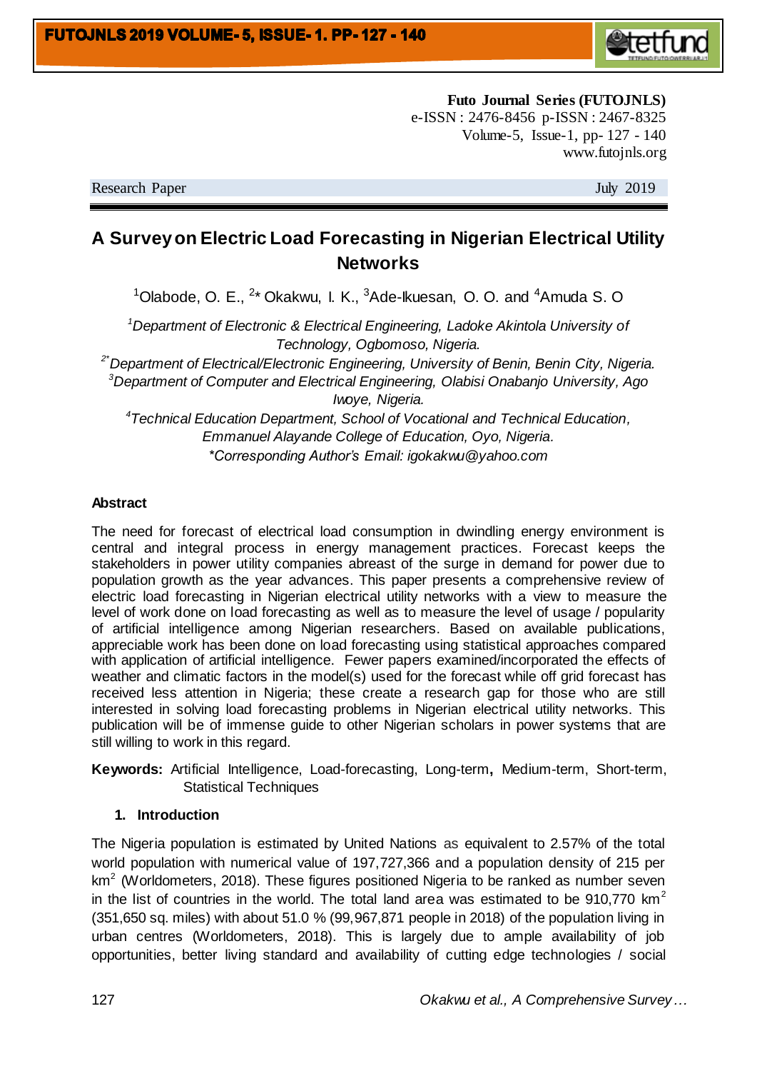Futo Journal Series (FUTOJNLS)
e-ISSN : 2476-8456 p-ISSN : 2467-8325
Volume-5, Issue-1, pp- 127 - 140
www.futojnls.org

Research Paper July 2019

# A Survey on Electric Load Forecasting in Nigerian Electrical Utility Networks

[1]Olabode, O. E., [2*] Okakwu, I. K., [3]Ade-Ikuesan, O. O. and [4]Amuda S. O

*[1]Department of Electronic & Electrical Engineering, Ladoke Akintola University of Technology, Ogbomoso, Nigeria.*
*[2*]Department of Electrical/Electronic Engineering, University of Benin, Benin City, Nigeria.*
*[3]Department of Computer and Electrical Engineering, Olabisi Onabanjo University, Ago Iwoye, Nigeria.*
*[4]Technical Education Department, School of Vocational and Technical Education, Emmanuel Alayande College of Education, Oyo, Nigeria.*
*\*Corresponding Author's Email: igokakwu@yahoo.com*

**Abstract**

The need for forecast of electrical load consumption in dwindling energy environment is central and integral process in energy management practices. Forecast keeps the stakeholders in power utility companies abreast of the surge in demand for power due to population growth as the year advances. This paper presents a comprehensive review of electric load forecasting in Nigerian electrical utility networks with a view to measure the level of work done on load forecasting as well as to measure the level of usage / popularity of artificial intelligence among Nigerian researchers. Based on available publications, appreciable work has been done on load forecasting using statistical approaches compared with application of artificial intelligence. Fewer papers examined/incorporated the effects of weather and climatic factors in the model(s) used for the forecast while off grid forecast has received less attention in Nigeria; these create a research gap for those who are still interested in solving load forecasting problems in Nigerian electrical utility networks. This publication will be of immense guide to other Nigerian scholars in power systems that are still willing to work in this regard.

**Keywords:** Artificial Intelligence, Load-forecasting, Long-term, Medium-term, Short-term, Statistical Techniques

## 1. Introduction

The Nigeria population is estimated by United Nations as equivalent to 2.57% of the total world population with numerical value of 197,727,366 and a population density of 215 per km$^2$ (Worldometers, 2018). These figures positioned Nigeria to be ranked as number seven in the list of countries in the world. The total land area was estimated to be 910,770 km$^2$ (351,650 sq. miles) with about 51.0 % (99,967,871 people in 2018) of the population living in urban centres (Worldometers, 2018). This is largely due to ample availability of job opportunities, better living standard and availability of cutting edge technologies / social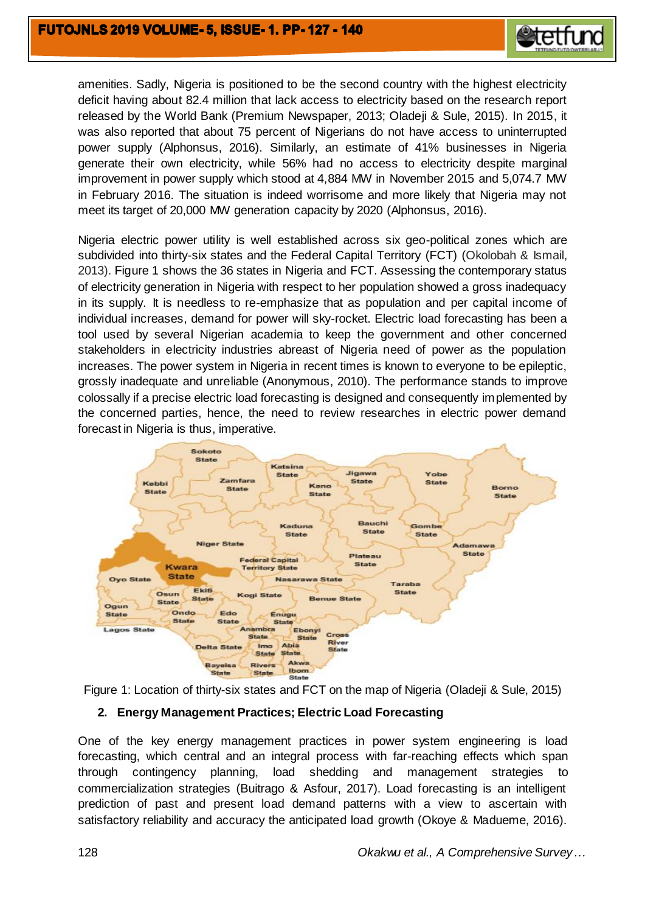amenities. Sadly, Nigeria is positioned to be the second country with the highest electricity deficit having about 82.4 million that lack access to electricity based on the research report released by the World Bank (Premium Newspaper, 2013; Oladeji & Sule, 2015). In 2015, it was also reported that about 75 percent of Nigerians do not have access to uninterrupted power supply (Alphonsus, 2016). Similarly, an estimate of 41% businesses in Nigeria generate their own electricity, while 56% had no access to electricity despite marginal improvement in power supply which stood at 4,884 MW in November 2015 and 5,074.7 MW in February 2016. The situation is indeed worrisome and more likely that Nigeria may not meet its target of 20,000 MW generation capacity by 2020 (Alphonsus, 2016).

Nigeria electric power utility is well established across six geo-political zones which are subdivided into thirty-six states and the Federal Capital Territory (FCT) (Okolobah & Ismail, 2013). Figure 1 shows the 36 states in Nigeria and FCT. Assessing the contemporary status of electricity generation in Nigeria with respect to her population showed a gross inadequacy in its supply. It is needless to re-emphasize that as population and per capital income of individual increases, demand for power will sky-rocket. Electric load forecasting has been a tool used by several Nigerian academia to keep the government and other concerned stakeholders in electricity industries abreast of Nigeria need of power as the population increases. The power system in Nigeria in recent times is known to everyone to be epileptic, grossly inadequate and unreliable (Anonymous, 2010). The performance stands to improve colossally if a precise electric load forecasting is designed and consequently implemented by the concerned parties, hence, the need to review researches in electric power demand forecast in Nigeria is thus, imperative.

Figure 1: Location of thirty-six states and FCT on the map of Nigeria (Oladeji & Sule, 2015)

## 2. Energy Management Practices; Electric Load Forecasting

One of the key energy management practices in power system engineering is load forecasting, which central and an integral process with far-reaching effects which span through contingency planning, load shedding and management strategies to commercialization strategies (Buitrago & Asfour, 2017). Load forecasting is an intelligent prediction of past and present load demand patterns with a view to ascertain with satisfactory reliability and accuracy the anticipated load growth (Okoye & Madueme, 2016).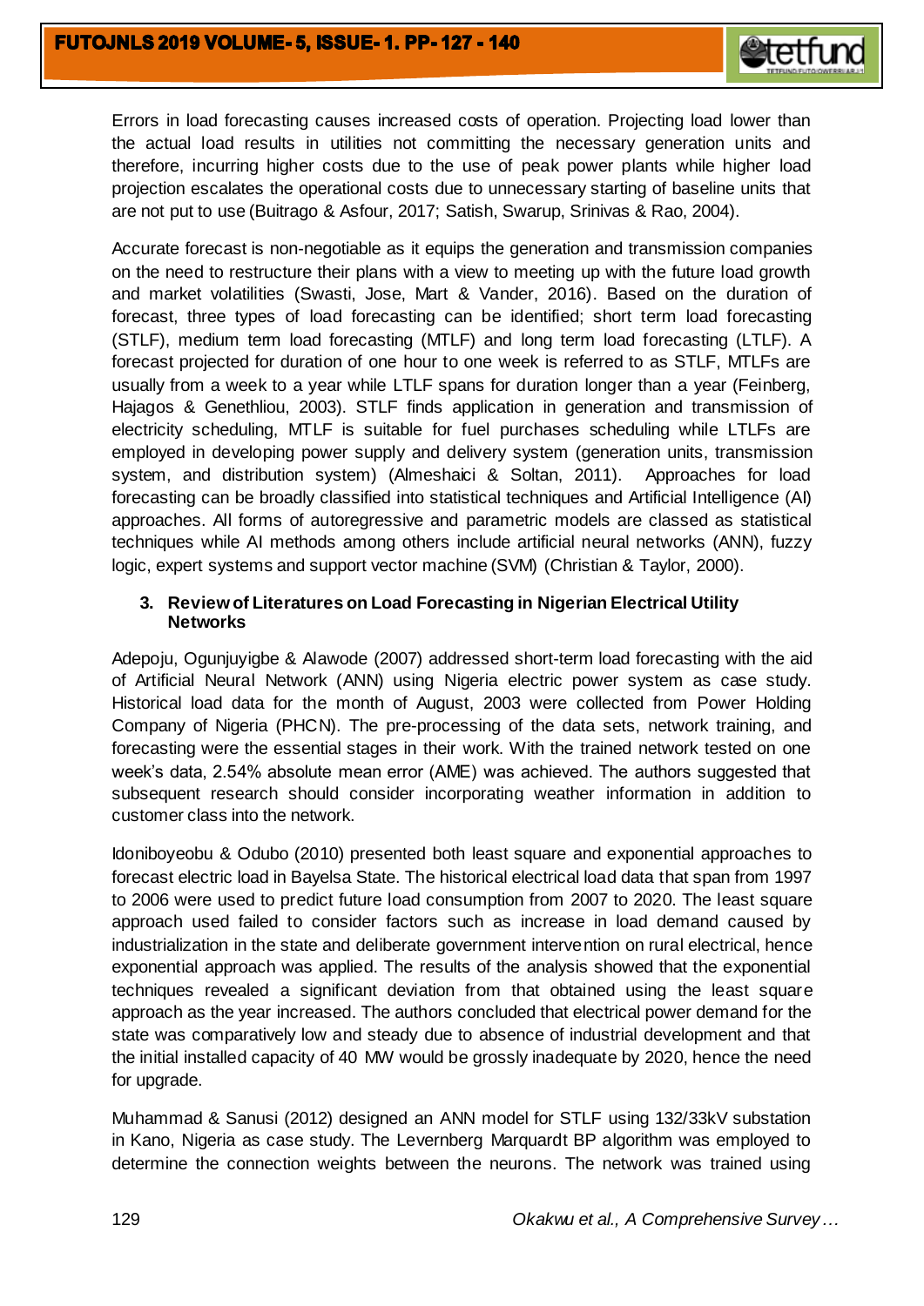Errors in load forecasting causes increased costs of operation. Projecting load lower than the actual load results in utilities not committing the necessary generation units and therefore, incurring higher costs due to the use of peak power plants while higher load projection escalates the operational costs due to unnecessary starting of baseline units that are not put to use (Buitrago & Asfour, 2017; Satish, Swarup, Srinivas & Rao, 2004).

Accurate forecast is non-negotiable as it equips the generation and transmission companies on the need to restructure their plans with a view to meeting up with the future load growth and market volatilities (Swasti, Jose, Mart & Vander, 2016). Based on the duration of forecast, three types of load forecasting can be identified; short term load forecasting (STLF), medium term load forecasting (MTLF) and long term load forecasting (LTLF). A forecast projected for duration of one hour to one week is referred to as STLF, MTLFs are usually from a week to a year while LTLF spans for duration longer than a year (Feinberg, Hajagos & Genethliou, 2003). STLF finds application in generation and transmission of electricity scheduling, MTLF is suitable for fuel purchases scheduling while LTLFs are employed in developing power supply and delivery system (generation units, transmission system, and distribution system) (Almeshaici & Soltan, 2011). Approaches for load forecasting can be broadly classified into statistical techniques and Artificial Intelligence (AI) approaches. All forms of autoregressive and parametric models are classed as statistical techniques while AI methods among others include artificial neural networks (ANN), fuzzy logic, expert systems and support vector machine (SVM) (Christian & Taylor, 2000).

## 3. Review of Literatures on Load Forecasting in Nigerian Electrical Utility Networks

Adepoju, Ogunjuyigbe & Alawode (2007) addressed short-term load forecasting with the aid of Artificial Neural Network (ANN) using Nigeria electric power system as case study. Historical load data for the month of August, 2003 were collected from Power Holding Company of Nigeria (PHCN). The pre-processing of the data sets, network training, and forecasting were the essential stages in their work. With the trained network tested on one week's data, 2.54% absolute mean error (AME) was achieved. The authors suggested that subsequent research should consider incorporating weather information in addition to customer class into the network.

Idoniboyeobu & Odubo (2010) presented both least square and exponential approaches to forecast electric load in Bayelsa State. The historical electrical load data that span from 1997 to 2006 were used to predict future load consumption from 2007 to 2020. The least square approach used failed to consider factors such as increase in load demand caused by industrialization in the state and deliberate government intervention on rural electrical, hence exponential approach was applied. The results of the analysis showed that the exponential techniques revealed a significant deviation from that obtained using the least square approach as the year increased. The authors concluded that electrical power demand for the state was comparatively low and steady due to absence of industrial development and that the initial installed capacity of 40 MW would be grossly inadequate by 2020, hence the need for upgrade.

Muhammad & Sanusi (2012) designed an ANN model for STLF using 132/33kV substation in Kano, Nigeria as case study. The Levernberg Marquardt BP algorithm was employed to determine the connection weights between the neurons. The network was trained using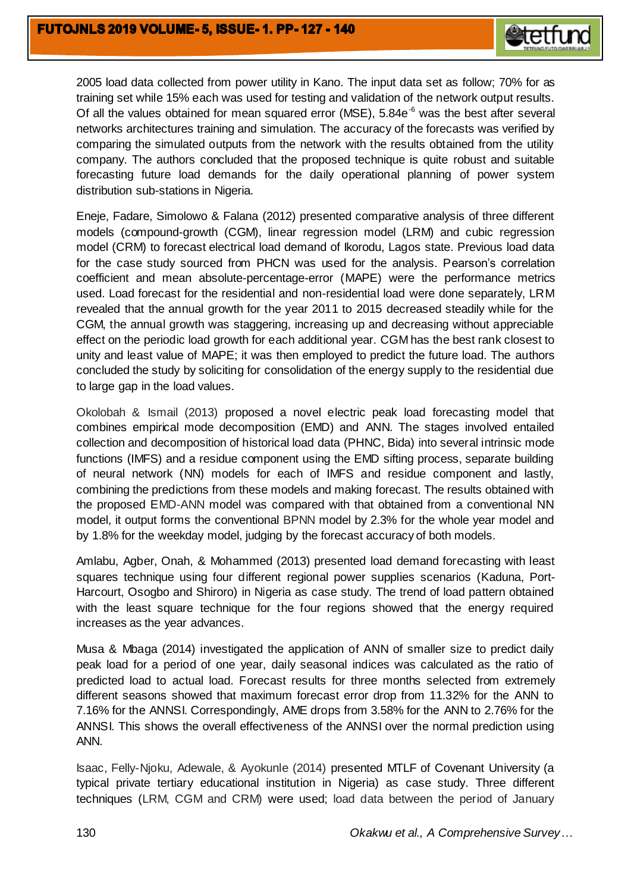2005 load data collected from power utility in Kano. The input data set as follow; 70% for as training set while 15% each was used for testing and validation of the network output results. Of all the values obtained for mean squared error (MSE), $5.84e^{-6}$ was the best after several networks architectures training and simulation. The accuracy of the forecasts was verified by comparing the simulated outputs from the network with the results obtained from the utility company. The authors concluded that the proposed technique is quite robust and suitable forecasting future load demands for the daily operational planning of power system distribution sub-stations in Nigeria.

Eneje, Fadare, Simolowo & Falana (2012) presented comparative analysis of three different models (compound-growth (CGM), linear regression model (LRM) and cubic regression model (CRM) to forecast electrical load demand of Ikorodu, Lagos state. Previous load data for the case study sourced from PHCN was used for the analysis. Pearson's correlation coefficient and mean absolute-percentage-error (MAPE) were the performance metrics used. Load forecast for the residential and non-residential load were done separately, LRM revealed that the annual growth for the year 2011 to 2015 decreased steadily while for the CGM, the annual growth was staggering, increasing up and decreasing without appreciable effect on the periodic load growth for each additional year. CGM has the best rank closest to unity and least value of MAPE; it was then employed to predict the future load. The authors concluded the study by soliciting for consolidation of the energy supply to the residential due to large gap in the load values.

Okolobah & Ismail (2013) proposed a novel electric peak load forecasting model that combines empirical mode decomposition (EMD) and ANN. The stages involved entailed collection and decomposition of historical load data (PHNC, Bida) into several intrinsic mode functions (IMFS) and a residue component using the EMD sifting process, separate building of neural network (NN) models for each of IMFS and residue component and lastly, combining the predictions from these models and making forecast. The results obtained with the proposed EMD-ANN model was compared with that obtained from a conventional NN model, it output forms the conventional BPNN model by 2.3% for the whole year model and by 1.8% for the weekday model, judging by the forecast accuracy of both models.

Amlabu, Agber, Onah, & Mohammed (2013) presented load demand forecasting with least squares technique using four different regional power supplies scenarios (Kaduna, Port-Harcourt, Osogbo and Shiroro) in Nigeria as case study. The trend of load pattern obtained with the least square technique for the four regions showed that the energy required increases as the year advances.

Musa & Mbaga (2014) investigated the application of ANN of smaller size to predict daily peak load for a period of one year, daily seasonal indices was calculated as the ratio of predicted load to actual load. Forecast results for three months selected from extremely different seasons showed that maximum forecast error drop from 11.32% for the ANN to 7.16% for the ANNSI. Correspondingly, AME drops from 3.58% for the ANN to 2.76% for the ANNSI. This shows the overall effectiveness of the ANNSI over the normal prediction using ANN.

Isaac, Felly-Njoku, Adewale, & Ayokunle (2014) presented MTLF of Covenant University (a typical private tertiary educational institution in Nigeria) as case study. Three different techniques (LRM, CGM and CRM) were used; load data between the period of January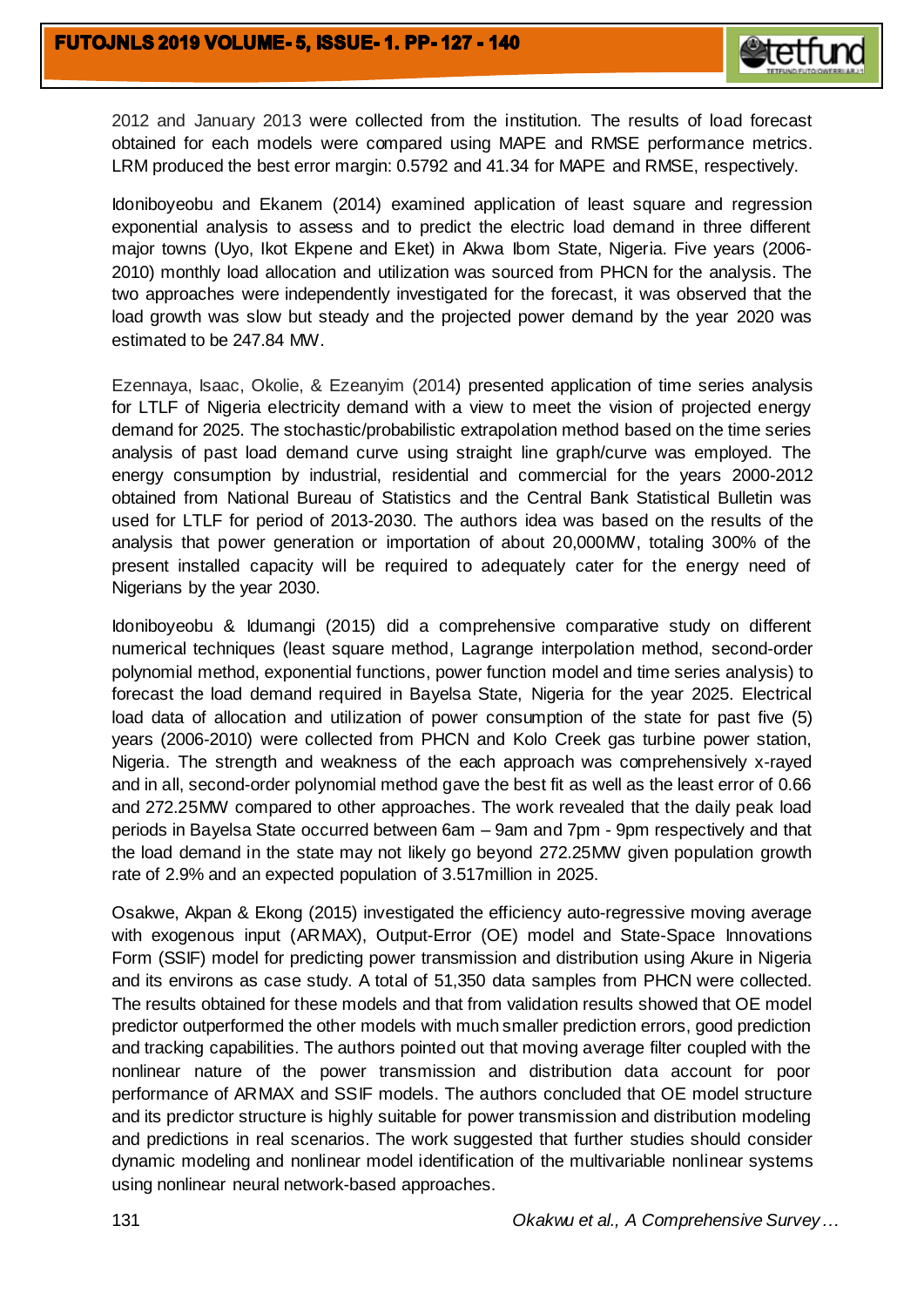2012 and January 2013 were collected from the institution. The results of load forecast obtained for each models were compared using MAPE and RMSE performance metrics. LRM produced the best error margin: 0.5792 and 41.34 for MAPE and RMSE, respectively.

Idoniboyeobu and Ekanem (2014) examined application of least square and regression exponential analysis to assess and to predict the electric load demand in three different major towns (Uyo, Ikot Ekpene and Eket) in Akwa Ibom State, Nigeria. Five years (2006-2010) monthly load allocation and utilization was sourced from PHCN for the analysis. The two approaches were independently investigated for the forecast, it was observed that the load growth was slow but steady and the projected power demand by the year 2020 was estimated to be 247.84 MW.

Ezennaya, Isaac, Okolie, & Ezeanyim (2014) presented application of time series analysis for LTLF of Nigeria electricity demand with a view to meet the vision of projected energy demand for 2025. The stochastic/probabilistic extrapolation method based on the time series analysis of past load demand curve using straight line graph/curve was employed. The energy consumption by industrial, residential and commercial for the years 2000-2012 obtained from National Bureau of Statistics and the Central Bank Statistical Bulletin was used for LTLF for period of 2013-2030. The authors idea was based on the results of the analysis that power generation or importation of about 20,000MW, totaling 300% of the present installed capacity will be required to adequately cater for the energy need of Nigerians by the year 2030.

Idoniboyeobu & Idumangi (2015) did a comprehensive comparative study on different numerical techniques (least square method, Lagrange interpolation method, second-order polynomial method, exponential functions, power function model and time series analysis) to forecast the load demand required in Bayelsa State, Nigeria for the year 2025. Electrical load data of allocation and utilization of power consumption of the state for past five (5) years (2006-2010) were collected from PHCN and Kolo Creek gas turbine power station, Nigeria. The strength and weakness of the each approach was comprehensively x-rayed and in all, second-order polynomial method gave the best fit as well as the least error of 0.66 and 272.25MW compared to other approaches. The work revealed that the daily peak load periods in Bayelsa State occurred between 6am – 9am and 7pm - 9pm respectively and that the load demand in the state may not likely go beyond 272.25MW given population growth rate of 2.9% and an expected population of 3.517million in 2025.

Osakwe, Akpan & Ekong (2015) investigated the efficiency auto-regressive moving average with exogenous input (ARMAX), Output-Error (OE) model and State-Space Innovations Form (SSIF) model for predicting power transmission and distribution using Akure in Nigeria and its environs as case study. A total of 51,350 data samples from PHCN were collected. The results obtained for these models and that from validation results showed that OE model predictor outperformed the other models with much smaller prediction errors, good prediction and tracking capabilities. The authors pointed out that moving average filter coupled with the nonlinear nature of the power transmission and distribution data account for poor performance of ARMAX and SSIF models. The authors concluded that OE model structure and its predictor structure is highly suitable for power transmission and distribution modeling and predictions in real scenarios. The work suggested that further studies should consider dynamic modeling and nonlinear model identification of the multivariable nonlinear systems using nonlinear neural network-based approaches.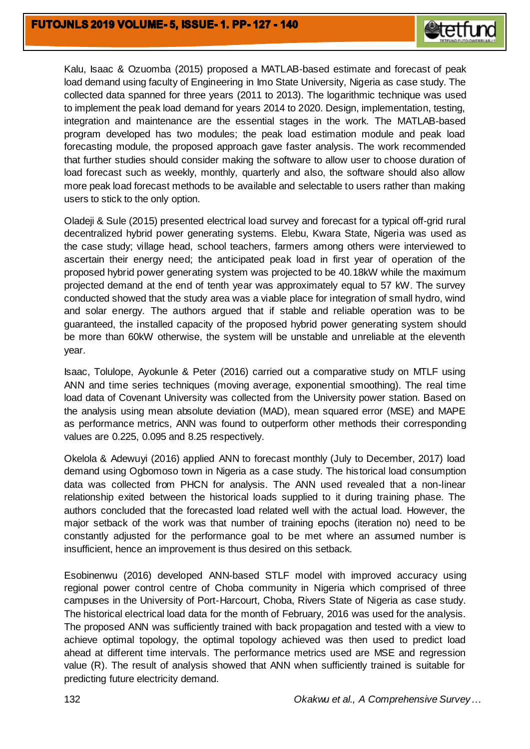Kalu, Isaac & Ozuomba (2015) proposed a MATLAB-based estimate and forecast of peak load demand using faculty of Engineering in Imo State University, Nigeria as case study. The collected data spanned for three years (2011 to 2013). The logarithmic technique was used to implement the peak load demand for years 2014 to 2020. Design, implementation, testing, integration and maintenance are the essential stages in the work. The MATLAB-based program developed has two modules; the peak load estimation module and peak load forecasting module, the proposed approach gave faster analysis. The work recommended that further studies should consider making the software to allow user to choose duration of load forecast such as weekly, monthly, quarterly and also, the software should also allow more peak load forecast methods to be available and selectable to users rather than making users to stick to the only option.

Oladeji & Sule (2015) presented electrical load survey and forecast for a typical off-grid rural decentralized hybrid power generating systems. Elebu, Kwara State, Nigeria was used as the case study; village head, school teachers, farmers among others were interviewed to ascertain their energy need; the anticipated peak load in first year of operation of the proposed hybrid power generating system was projected to be 40.18kW while the maximum projected demand at the end of tenth year was approximately equal to 57 kW. The survey conducted showed that the study area was a viable place for integration of small hydro, wind and solar energy. The authors argued that if stable and reliable operation was to be guaranteed, the installed capacity of the proposed hybrid power generating system should be more than 60kW otherwise, the system will be unstable and unreliable at the eleventh year.

Isaac, Tolulope, Ayokunle & Peter (2016) carried out a comparative study on MTLF using ANN and time series techniques (moving average, exponential smoothing). The real time load data of Covenant University was collected from the University power station. Based on the analysis using mean absolute deviation (MAD), mean squared error (MSE) and MAPE as performance metrics, ANN was found to outperform other methods their corresponding values are 0.225, 0.095 and 8.25 respectively.

Okelola & Adewuyi (2016) applied ANN to forecast monthly (July to December, 2017) load demand using Ogbomoso town in Nigeria as a case study. The historical load consumption data was collected from PHCN for analysis. The ANN used revealed that a non-linear relationship exited between the historical loads supplied to it during training phase. The authors concluded that the forecasted load related well with the actual load. However, the major setback of the work was that number of training epochs (iteration no) need to be constantly adjusted for the performance goal to be met where an assumed number is insufficient, hence an improvement is thus desired on this setback.

Esobinenwu (2016) developed ANN-based STLF model with improved accuracy using regional power control centre of Choba community in Nigeria which comprised of three campuses in the University of Port-Harcourt, Choba, Rivers State of Nigeria as case study. The historical electrical load data for the month of February, 2016 was used for the analysis. The proposed ANN was sufficiently trained with back propagation and tested with a view to achieve optimal topology, the optimal topology achieved was then used to predict load ahead at different time intervals. The performance metrics used are MSE and regression value (R). The result of analysis showed that ANN when sufficiently trained is suitable for predicting future electricity demand.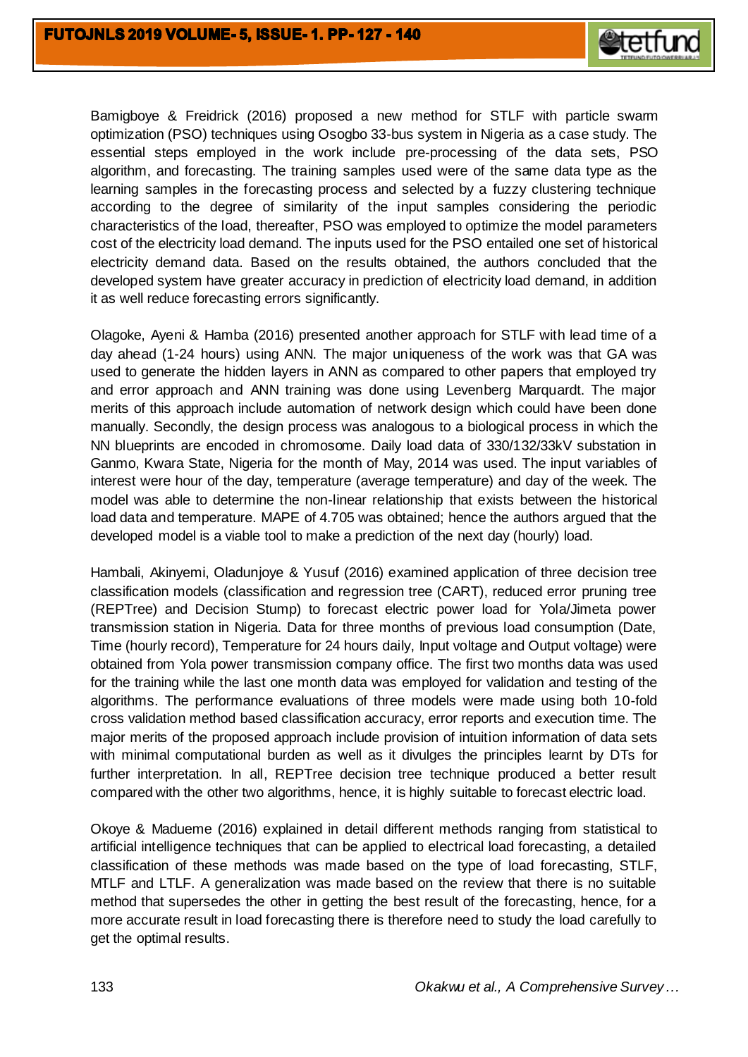Bamigboye & Freidrick (2016) proposed a new method for STLF with particle swarm optimization (PSO) techniques using Osogbo 33-bus system in Nigeria as a case study. The essential steps employed in the work include pre-processing of the data sets, PSO algorithm, and forecasting. The training samples used were of the same data type as the learning samples in the forecasting process and selected by a fuzzy clustering technique according to the degree of similarity of the input samples considering the periodic characteristics of the load, thereafter, PSO was employed to optimize the model parameters cost of the electricity load demand. The inputs used for the PSO entailed one set of historical electricity demand data. Based on the results obtained, the authors concluded that the developed system have greater accuracy in prediction of electricity load demand, in addition it as well reduce forecasting errors significantly.

Olagoke, Ayeni & Hamba (2016) presented another approach for STLF with lead time of a day ahead (1-24 hours) using ANN. The major uniqueness of the work was that GA was used to generate the hidden layers in ANN as compared to other papers that employed try and error approach and ANN training was done using Levenberg Marquardt. The major merits of this approach include automation of network design which could have been done manually. Secondly, the design process was analogous to a biological process in which the NN blueprints are encoded in chromosome. Daily load data of 330/132/33kV substation in Ganmo, Kwara State, Nigeria for the month of May, 2014 was used. The input variables of interest were hour of the day, temperature (average temperature) and day of the week. The model was able to determine the non-linear relationship that exists between the historical load data and temperature. MAPE of 4.705 was obtained; hence the authors argued that the developed model is a viable tool to make a prediction of the next day (hourly) load.

Hambali, Akinyemi, Oladunjoye & Yusuf (2016) examined application of three decision tree classification models (classification and regression tree (CART), reduced error pruning tree (REPTree) and Decision Stump) to forecast electric power load for Yola/Jimeta power transmission station in Nigeria. Data for three months of previous load consumption (Date, Time (hourly record), Temperature for 24 hours daily, Input voltage and Output voltage) were obtained from Yola power transmission company office. The first two months data was used for the training while the last one month data was employed for validation and testing of the algorithms. The performance evaluations of three models were made using both 10-fold cross validation method based classification accuracy, error reports and execution time. The major merits of the proposed approach include provision of intuition information of data sets with minimal computational burden as well as it divulges the principles learnt by DTs for further interpretation. In all, REPTree decision tree technique produced a better result compared with the other two algorithms, hence, it is highly suitable to forecast electric load.

Okoye & Madueme (2016) explained in detail different methods ranging from statistical to artificial intelligence techniques that can be applied to electrical load forecasting, a detailed classification of these methods was made based on the type of load forecasting, STLF, MTLF and LTLF. A generalization was made based on the review that there is no suitable method that supersedes the other in getting the best result of the forecasting, hence, for a more accurate result in load forecasting there is therefore need to study the load carefully to get the optimal results.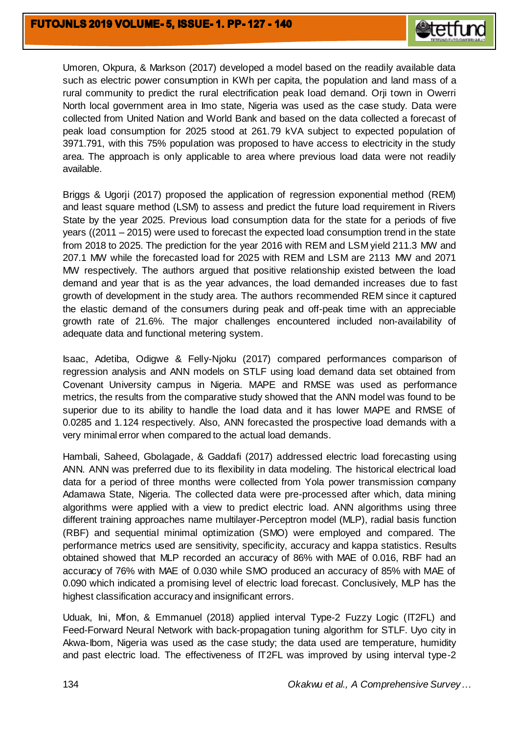Umoren, Okpura, & Markson (2017) developed a model based on the readily available data such as electric power consumption in KWh per capita, the population and land mass of a rural community to predict the rural electrification peak load demand. Orji town in Owerri North local government area in Imo state, Nigeria was used as the case study. Data were collected from United Nation and World Bank and based on the data collected a forecast of peak load consumption for 2025 stood at 261.79 kVA subject to expected population of 3971.791, with this 75% population was proposed to have access to electricity in the study area. The approach is only applicable to area where previous load data were not readily available.

Briggs & Ugorji (2017) proposed the application of regression exponential method (REM) and least square method (LSM) to assess and predict the future load requirement in Rivers State by the year 2025. Previous load consumption data for the state for a periods of five years ((2011 – 2015) were used to forecast the expected load consumption trend in the state from 2018 to 2025. The prediction for the year 2016 with REM and LSM yield 211.3 MW and 207.1 MW while the forecasted load for 2025 with REM and LSM are 2113 MW and 2071 MW respectively. The authors argued that positive relationship existed between the load demand and year that is as the year advances, the load demanded increases due to fast growth of development in the study area. The authors recommended REM since it captured the elastic demand of the consumers during peak and off-peak time with an appreciable growth rate of 21.6%. The major challenges encountered included non-availability of adequate data and functional metering system.

Isaac, Adetiba, Odigwe & Felly-Njoku (2017) compared performances comparison of regression analysis and ANN models on STLF using load demand data set obtained from Covenant University campus in Nigeria. MAPE and RMSE was used as performance metrics, the results from the comparative study showed that the ANN model was found to be superior due to its ability to handle the load data and it has lower MAPE and RMSE of 0.0285 and 1.124 respectively. Also, ANN forecasted the prospective load demands with a very minimal error when compared to the actual load demands.

Hambali, Saheed, Gbolagade, & Gaddafi (2017) addressed electric load forecasting using ANN. ANN was preferred due to its flexibility in data modeling. The historical electrical load data for a period of three months were collected from Yola power transmission company Adamawa State, Nigeria. The collected data were pre-processed after which, data mining algorithms were applied with a view to predict electric load. ANN algorithms using three different training approaches name multilayer-Perceptron model (MLP), radial basis function (RBF) and sequential minimal optimization (SMO) were employed and compared. The performance metrics used are sensitivity, specificity, accuracy and kappa statistics. Results obtained showed that MLP recorded an accuracy of 86% with MAE of 0.016, RBF had an accuracy of 76% with MAE of 0.030 while SMO produced an accuracy of 85% with MAE of 0.090 which indicated a promising level of electric load forecast. Conclusively, MLP has the highest classification accuracy and insignificant errors.

Uduak, Ini, Mfon, & Emmanuel (2018) applied interval Type-2 Fuzzy Logic (IT2FL) and Feed-Forward Neural Network with back-propagation tuning algorithm for STLF. Uyo city in Akwa-Ibom, Nigeria was used as the case study; the data used are temperature, humidity and past electric load. The effectiveness of IT2FL was improved by using interval type-2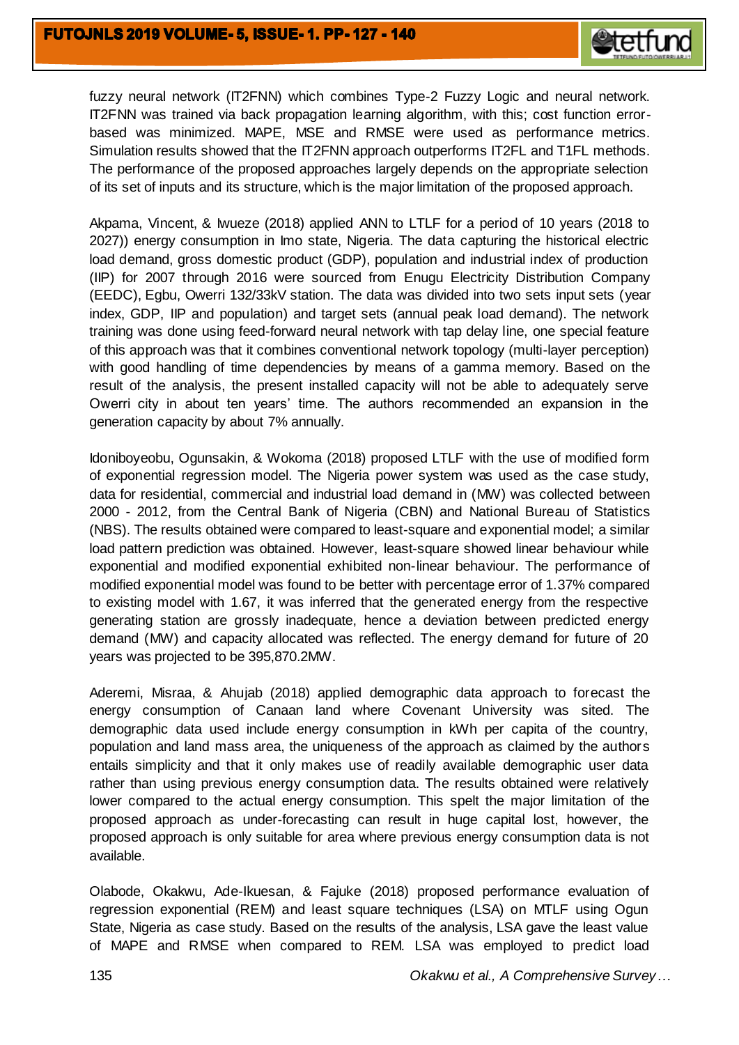fuzzy neural network (IT2FNN) which combines Type-2 Fuzzy Logic and neural network. IT2FNN was trained via back propagation learning algorithm, with this; cost function error-based was minimized. MAPE, MSE and RMSE were used as performance metrics. Simulation results showed that the IT2FNN approach outperforms IT2FL and T1FL methods. The performance of the proposed approaches largely depends on the appropriate selection of its set of inputs and its structure, which is the major limitation of the proposed approach.

Akpama, Vincent, & Iwueze (2018) applied ANN to LTLF for a period of 10 years (2018 to 2027)) energy consumption in Imo state, Nigeria. The data capturing the historical electric load demand, gross domestic product (GDP), population and industrial index of production (IIP) for 2007 through 2016 were sourced from Enugu Electricity Distribution Company (EEDC), Egbu, Owerri 132/33kV station. The data was divided into two sets input sets (year index, GDP, IIP and population) and target sets (annual peak load demand). The network training was done using feed-forward neural network with tap delay line, one special feature of this approach was that it combines conventional network topology (multi-layer perception) with good handling of time dependencies by means of a gamma memory. Based on the result of the analysis, the present installed capacity will not be able to adequately serve Owerri city in about ten years' time. The authors recommended an expansion in the generation capacity by about 7% annually.

Idoniboyeobu, Ogunsakin, & Wokoma (2018) proposed LTLF with the use of modified form of exponential regression model. The Nigeria power system was used as the case study, data for residential, commercial and industrial load demand in (MW) was collected between 2000 - 2012, from the Central Bank of Nigeria (CBN) and National Bureau of Statistics (NBS). The results obtained were compared to least-square and exponential model; a similar load pattern prediction was obtained. However, least-square showed linear behaviour while exponential and modified exponential exhibited non-linear behaviour. The performance of modified exponential model was found to be better with percentage error of 1.37% compared to existing model with 1.67, it was inferred that the generated energy from the respective generating station are grossly inadequate, hence a deviation between predicted energy demand (MW) and capacity allocated was reflected. The energy demand for future of 20 years was projected to be 395,870.2MW.

Aderemi, Misraa, & Ahujab (2018) applied demographic data approach to forecast the energy consumption of Canaan land where Covenant University was sited. The demographic data used include energy consumption in kWh per capita of the country, population and land mass area, the uniqueness of the approach as claimed by the authors entails simplicity and that it only makes use of readily available demographic user data rather than using previous energy consumption data. The results obtained were relatively lower compared to the actual energy consumption. This spelt the major limitation of the proposed approach as under-forecasting can result in huge capital lost, however, the proposed approach is only suitable for area where previous energy consumption data is not available.

Olabode, Okakwu, Ade-Ikuesan, & Fajuke (2018) proposed performance evaluation of regression exponential (REM) and least square techniques (LSA) on MTLF using Ogun State, Nigeria as case study. Based on the results of the analysis, LSA gave the least value of MAPE and RMSE when compared to REM. LSA was employed to predict load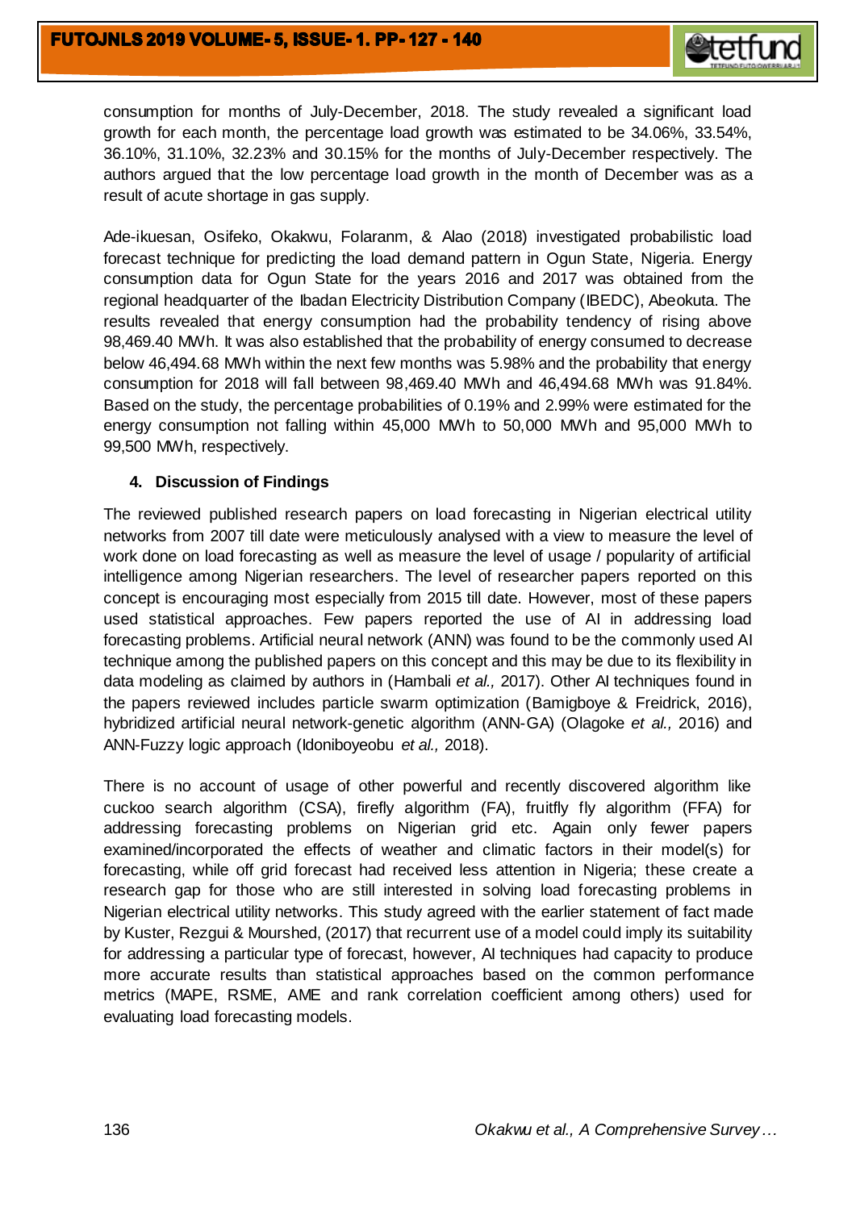consumption for months of July-December, 2018. The study revealed a significant load growth for each month, the percentage load growth was estimated to be 34.06%, 33.54%, 36.10%, 31.10%, 32.23% and 30.15% for the months of July-December respectively. The authors argued that the low percentage load growth in the month of December was as a result of acute shortage in gas supply.

Ade-ikuesan, Osifeko, Okakwu, Folaranm, & Alao (2018) investigated probabilistic load forecast technique for predicting the load demand pattern in Ogun State, Nigeria. Energy consumption data for Ogun State for the years 2016 and 2017 was obtained from the regional headquarter of the Ibadan Electricity Distribution Company (IBEDC), Abeokuta. The results revealed that energy consumption had the probability tendency of rising above 98,469.40 MWh. It was also established that the probability of energy consumed to decrease below 46,494.68 MWh within the next few months was 5.98% and the probability that energy consumption for 2018 will fall between 98,469.40 MWh and 46,494.68 MWh was 91.84%. Based on the study, the percentage probabilities of 0.19% and 2.99% were estimated for the energy consumption not falling within 45,000 MWh to 50,000 MWh and 95,000 MWh to 99,500 MWh, respectively.

## 4. Discussion of Findings

The reviewed published research papers on load forecasting in Nigerian electrical utility networks from 2007 till date were meticulously analysed with a view to measure the level of work done on load forecasting as well as measure the level of usage / popularity of artificial intelligence among Nigerian researchers. The level of researcher papers reported on this concept is encouraging most especially from 2015 till date. However, most of these papers used statistical approaches. Few papers reported the use of AI in addressing load forecasting problems. Artificial neural network (ANN) was found to be the commonly used AI technique among the published papers on this concept and this may be due to its flexibility in data modeling as claimed by authors in (Hambali *et al.,* 2017). Other AI techniques found in the papers reviewed includes particle swarm optimization (Bamigboye & Freidrick, 2016), hybridized artificial neural network-genetic algorithm (ANN-GA) (Olagoke *et al.,* 2016) and ANN-Fuzzy logic approach (Idoniboyeobu *et al.,* 2018).

There is no account of usage of other powerful and recently discovered algorithm like cuckoo search algorithm (CSA), firefly algorithm (FA), fruitfly fly algorithm (FFA) for addressing forecasting problems on Nigerian grid etc. Again only fewer papers examined/incorporated the effects of weather and climatic factors in their model(s) for forecasting, while off grid forecast had received less attention in Nigeria; these create a research gap for those who are still interested in solving load forecasting problems in Nigerian electrical utility networks. This study agreed with the earlier statement of fact made by Kuster, Rezgui & Mourshed, (2017) that recurrent use of a model could imply its suitability for addressing a particular type of forecast, however, AI techniques had capacity to produce more accurate results than statistical approaches based on the common performance metrics (MAPE, RSME, AME and rank correlation coefficient among others) used for evaluating load forecasting models.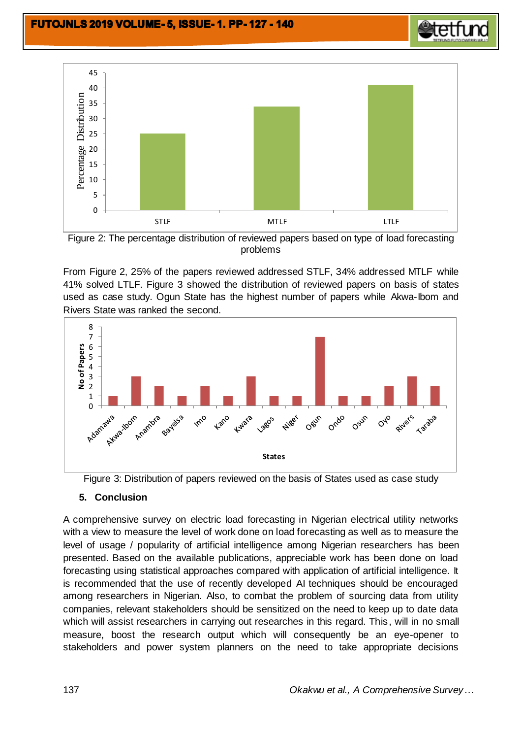Figure 2: The percentage distribution of reviewed papers based on type of load forecasting problems

From Figure 2, 25% of the papers reviewed addressed STLF, 34% addressed MTLF while 41% solved LTLF. Figure 3 showed the distribution of reviewed papers on basis of states used as case study. Ogun State has the highest number of papers while Akwa-Ibom and Rivers State was ranked the second.

Figure 3: Distribution of papers reviewed on the basis of States used as case study

## 5. Conclusion

A comprehensive survey on electric load forecasting in Nigerian electrical utility networks with a view to measure the level of work done on load forecasting as well as to measure the level of usage / popularity of artificial intelligence among Nigerian researchers has been presented. Based on the available publications, appreciable work has been done on load forecasting using statistical approaches compared with application of artificial intelligence. It is recommended that the use of recently developed AI techniques should be encouraged among researchers in Nigerian. Also, to combat the problem of sourcing data from utility companies, relevant stakeholders should be sensitized on the need to keep up to date data which will assist researchers in carrying out researches in this regard. This, will in no small measure, boost the research output which will consequently be an eye-opener to stakeholders and power system planners on the need to take appropriate decisions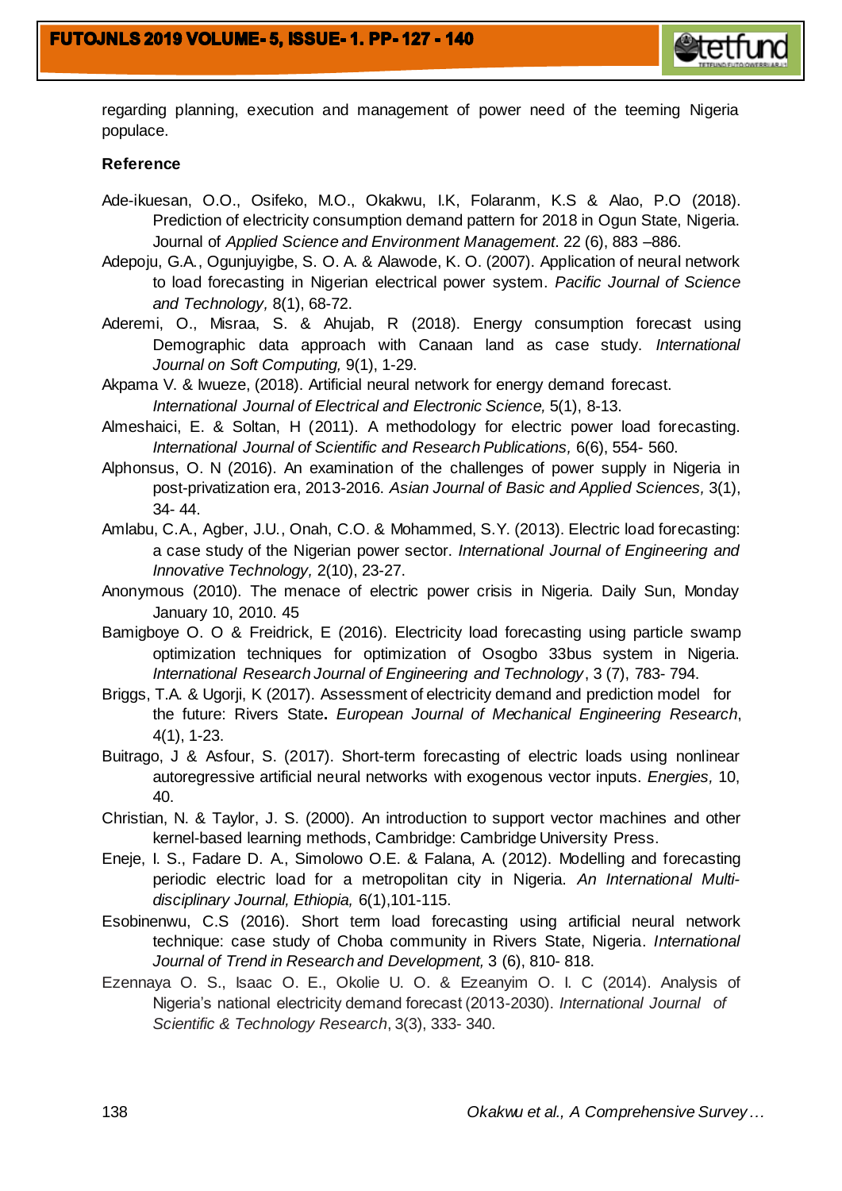regarding planning, execution and management of power need of the teeming Nigeria populace.

**Reference**

Ade-ikuesan, O.O., Osifeko, M.O., Okakwu, I.K, Folaranm, K.S & Alao, P.O (2018). Prediction of electricity consumption demand pattern for 2018 in Ogun State, Nigeria. Journal of *Applied Science and Environment Management*. 22 (6), 883 –886.

Adepoju, G.A., Ogunjuyigbe, S. O. A. & Alawode, K. O. (2007). Application of neural network to load forecasting in Nigerian electrical power system. *Pacific Journal of Science and Technology,* 8(1), 68-72.

Aderemi, O., Misraa, S. & Ahujab, R (2018). Energy consumption forecast using Demographic data approach with Canaan land as case study. *International Journal on Soft Computing,* 9(1), 1-29.

Akpama V. & Iwueze, (2018). Artificial neural network for energy demand forecast. *International Journal of Electrical and Electronic Science,* 5(1), 8-13.

Almeshaici, E. & Soltan, H (2011). A methodology for electric power load forecasting. *International Journal of Scientific and Research Publications,* 6(6), 554- 560.

Alphonsus, O. N (2016). An examination of the challenges of power supply in Nigeria in post-privatization era, 2013-2016. *Asian Journal of Basic and Applied Sciences,* 3(1), 34- 44.

Amlabu, C.A., Agber, J.U., Onah, C.O. & Mohammed, S.Y. (2013). Electric load forecasting: a case study of the Nigerian power sector. *International Journal of Engineering and Innovative Technology,* 2(10), 23-27.

Anonymous (2010). The menace of electric power crisis in Nigeria. Daily Sun, Monday January 10, 2010. 45

Bamigboye O. O & Freidrick, E (2016). Electricity load forecasting using particle swamp optimization techniques for optimization of Osogbo 33bus system in Nigeria. *International Research Journal of Engineering and Technology*, 3 (7), 783- 794.

Briggs, T.A. & Ugorji, K (2017). Assessment of electricity demand and prediction model for the future: Rivers State**.** *European Journal of Mechanical Engineering Research*, 4(1), 1-23.

Buitrago, J & Asfour, S. (2017). Short-term forecasting of electric loads using nonlinear autoregressive artificial neural networks with exogenous vector inputs. *Energies,* 10, 40.

Christian, N. & Taylor, J. S. (2000). An introduction to support vector machines and other kernel-based learning methods, Cambridge: Cambridge University Press.

Eneje, I. S., Fadare D. A., Simolowo O.E. & Falana, A. (2012). Modelling and forecasting periodic electric load for a metropolitan city in Nigeria. *An International Multi-disciplinary Journal, Ethiopia,* 6(1),101-115.

Esobinenwu, C.S (2016). Short term load forecasting using artificial neural network technique: case study of Choba community in Rivers State, Nigeria. *International Journal of Trend in Research and Development,* 3 (6), 810- 818.

Ezennaya O. S., Isaac O. E., Okolie U. O. & Ezeanyim O. I. C (2014). Analysis of Nigeria's national electricity demand forecast (2013-2030). *International Journal of Scientific & Technology Research*, 3(3), 333- 340.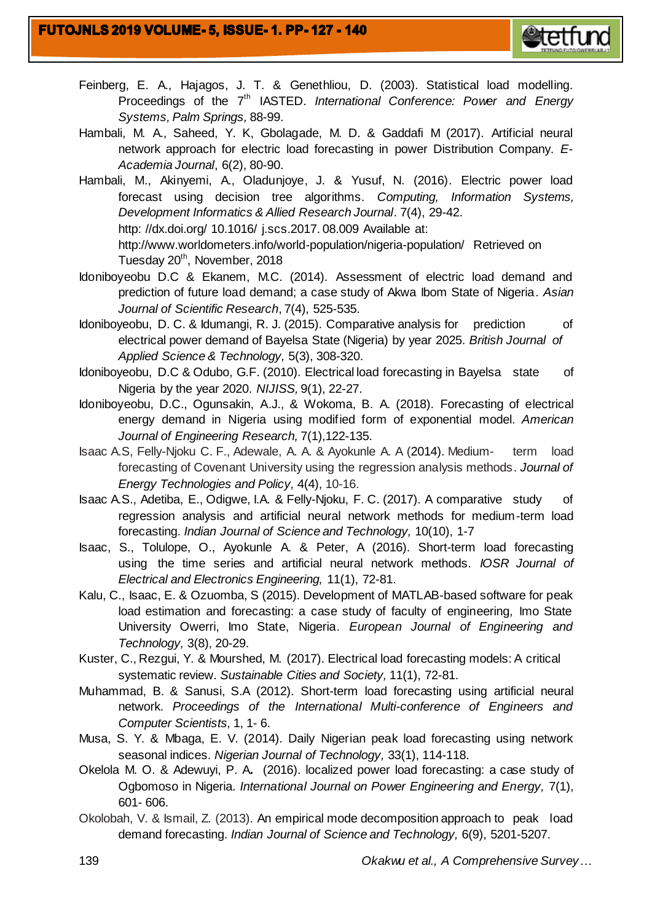Feinberg, E. A., Hajagos, J. T. & Genethliou, D. (2003). Statistical load modelling. Proceedings of the 7th IASTED. *International Conference: Power and Energy Systems, Palm Springs,* 88-99.

Hambali, M. A., Saheed, Y. K, Gbolagade, M. D. & Gaddafi M (2017). Artificial neural network approach for electric load forecasting in power Distribution Company. *E-Academia Journal*, 6(2), 80-90.

Hambali, M., Akinyemi, A., Oladunjoye, J. & Yusuf, N. (2016). Electric power load forecast using decision tree algorithms. *Computing, Information Systems, Development Informatics & Allied Research Journal*. 7(4), 29-42. http: //dx.doi.org/ 10.1016/ j.scs.2017. 08.009 Available at: http://www.worldometers.info/world-population/nigeria-population/ Retrieved on Tuesday 20th, November, 2018

Idoniboyeobu D.C & Ekanem, M.C. (2014). Assessment of electric load demand and prediction of future load demand; a case study of Akwa Ibom State of Nigeria. *Asian Journal of Scientific Research*, 7(4), 525-535.

Idoniboyeobu, D. C. & Idumangi, R. J. (2015). Comparative analysis for prediction of electrical power demand of Bayelsa State (Nigeria) by year 2025. *British Journal of Applied Science & Technology,* 5(3), 308-320.

Idoniboyeobu, D.C & Odubo, G.F. (2010). Electrical load forecasting in Bayelsa state of Nigeria by the year 2020. *NIJISS,* 9(1), 22-27.

Idoniboyeobu, D.C., Ogunsakin, A.J., & Wokoma, B. A. (2018). Forecasting of electrical energy demand in Nigeria using modified form of exponential model. *American Journal of Engineering Research,* 7(1),122-135.

Isaac A.S, Felly-Njoku C. F., Adewale, A. A. & Ayokunle A. A (2014). Medium- term load forecasting of Covenant University using the regression analysis methods. *Journal of Energy Technologies and Policy,* 4(4), 10-16.

Isaac A.S., Adetiba, E., Odigwe, I.A. & Felly-Njoku, F. C. (2017). A comparative study of regression analysis and artificial neural network methods for medium-term load forecasting. *Indian Journal of Science and Technology,* 10(10), 1-7

Isaac, S., Tolulope, O., Ayokunle A. & Peter, A (2016). Short-term load forecasting using the time series and artificial neural network methods. *IOSR Journal of Electrical and Electronics Engineering,* 11(1), 72-81.

Kalu, C., Isaac, E. & Ozuomba, S (2015). Development of MATLAB-based software for peak load estimation and forecasting: a case study of faculty of engineering, Imo State University Owerri, Imo State, Nigeria. *European Journal of Engineering and Technology,* 3(8), 20-29.

Kuster, C., Rezgui, Y. & Mourshed, M. (2017). Electrical load forecasting models: A critical systematic review. *Sustainable Cities and Society,* 11(1), 72-81.

Muhammad, B. & Sanusi, S.A (2012). Short-term load forecasting using artificial neural network. *Proceedings of the International Multi-conference of Engineers and Computer Scientists,* 1, 1- 6.

Musa, S. Y. & Mbaga, E. V. (2014). Daily Nigerian peak load forecasting using network seasonal indices. *Nigerian Journal of Technology,* 33(1), 114-118.

Okelola M. O. & Adewuyi, P. A. (2016). localized power load forecasting: a case study of Ogbomoso in Nigeria. *International Journal on Power Engineering and Energy,* 7(1), 601- 606.

Okolobah, V. & Ismail, Z. (2013). An empirical mode decomposition approach to peak load demand forecasting. *Indian Journal of Science and Technology,* 6(9), 5201-5207.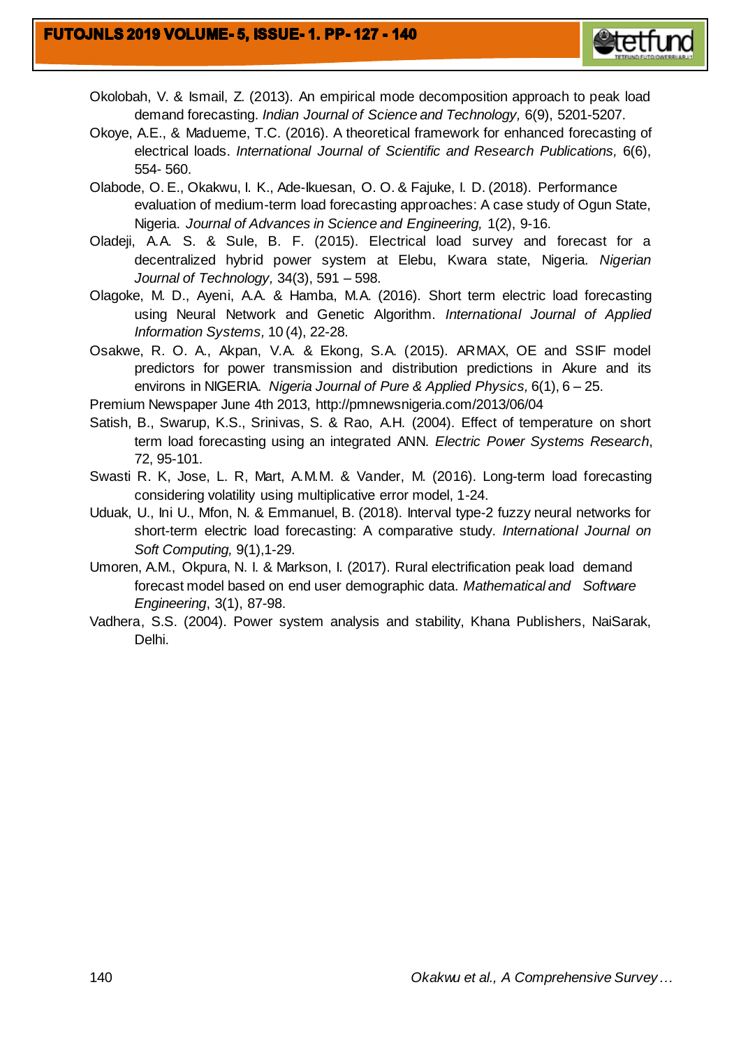Okolobah, V. & Ismail, Z. (2013). An empirical mode decomposition approach to peak load demand forecasting. *Indian Journal of Science and Technology,* 6(9), 5201-5207.

Okoye, A.E., & Madueme, T.C. (2016). A theoretical framework for enhanced forecasting of electrical loads. *International Journal of Scientific and Research Publications,* 6(6), 554- 560.

Olabode, O. E., Okakwu, I. K., Ade-Ikuesan, O. O. & Fajuke, I. D. (2018). Performance evaluation of medium-term load forecasting approaches: A case study of Ogun State, Nigeria. *Journal of Advances in Science and Engineering,* 1(2), 9-16.

Oladeji, A.A. S. & Sule, B. F. (2015). Electrical load survey and forecast for a decentralized hybrid power system at Elebu, Kwara state, Nigeria. *Nigerian Journal of Technology,* 34(3), 591 – 598.

Olagoke, M. D., Ayeni, A.A. & Hamba, M.A. (2016). Short term electric load forecasting using Neural Network and Genetic Algorithm. *International Journal of Applied Information Systems,* 10 (4), 22-28.

Osakwe, R. O. A., Akpan, V.A. & Ekong, S.A. (2015). ARMAX, OE and SSIF model predictors for power transmission and distribution predictions in Akure and its environs in NIGERIA. *Nigeria Journal of Pure & Applied Physics,* 6(1), 6 – 25.

Premium Newspaper June 4th 2013, http://pmnewsnigeria.com/2013/06/04

Satish, B., Swarup, K.S., Srinivas, S. & Rao, A.H. (2004). Effect of temperature on short term load forecasting using an integrated ANN. *Electric Power Systems Research*, 72, 95-101.

Swasti R. K, Jose, L. R, Mart, A.M.M. & Vander, M. (2016). Long-term load forecasting considering volatility using multiplicative error model, 1-24.

Uduak, U., Ini U., Mfon, N. & Emmanuel, B. (2018). Interval type-2 fuzzy neural networks for short-term electric load forecasting: A comparative study. *International Journal on Soft Computing,* 9(1),1-29.

Umoren, A.M., Okpura, N. I. & Markson, I. (2017). Rural electrification peak load demand forecast model based on end user demographic data. *Mathematical and Software Engineering*, 3(1), 87-98.

Vadhera, S.S. (2004). Power system analysis and stability, Khana Publishers, NaiSarak, Delhi.